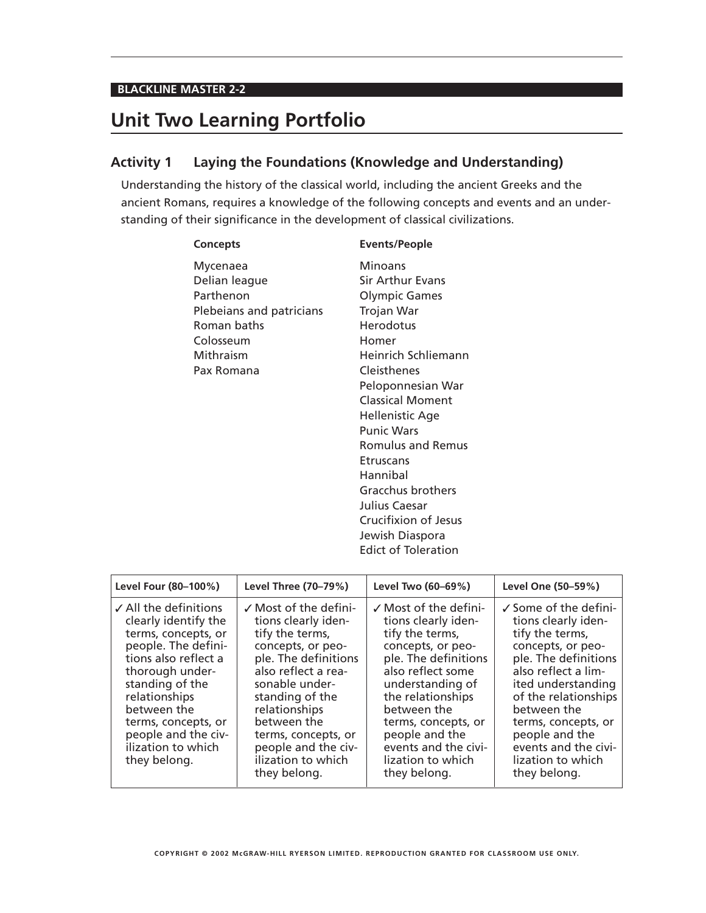**BLACKLINE MASTER 2-2**

# Unit Two Learning Portfolio

## Activity 1 Laying the Foundations (Knowledge and Understanding)

Understanding the history of the classical world, including the ancient Greeks and the ancient Romans, requires a knowledge of the following concepts and events and an understanding of their significance in the development of classical civilizations.

| Concepts | Events/People |
|---|---|
| Mycenaea | Minoans |
| Delian league | Sir Arthur Evans |
| Parthenon | Olympic Games |
| Plebeians and patricians | Trojan War |
| Roman baths | Herodotus |
| Colosseum | Homer |
| Mithraism | Heinrich Schliemann |
| Pax Romana | Cleisthenes |
| | Peloponnesian War |
| | Classical Moment |
| | Hellenistic Age |
| | Punic Wars |
| | Romulus and Remus |
| | Etruscans |
| | Hannibal |
| | Gracchus brothers |
| | Julius Caesar |
| | Crucifixion of Jesus |
| | Jewish Diaspora |
| | Edict of Toleration |

| Level Four (80–100%) | Level Three (70–79%) | Level Two (60–69%) | Level One (50–59%) |
|---|---|---|---|
| ✓ All the definitions clearly identify the terms, concepts, or people. The definitions also reflect a thorough understanding of the relationships between the terms, concepts, or people and the civilization to which they belong. | ✓ Most of the definitions clearly identify the terms, concepts, or people. The definitions also reflect a reasonable understanding of the relationships between the terms, concepts, or people and the civilization to which they belong. | ✓ Most of the definitions clearly identify the terms, concepts, or people. The definitions also reflect some understanding of the relationships between the terms, concepts, or people and the events and the civilization to which they belong. | ✓ Some of the definitions clearly identify the terms, concepts, or people. The definitions also reflect a limited understanding of the relationships between the terms, concepts, or people and the events and the civilization to which they belong. |

COPYRIGHT © 2002 McGRAW-HILL RYERSON LIMITED. REPRODUCTION GRANTED FOR CLASSROOM USE ONLY.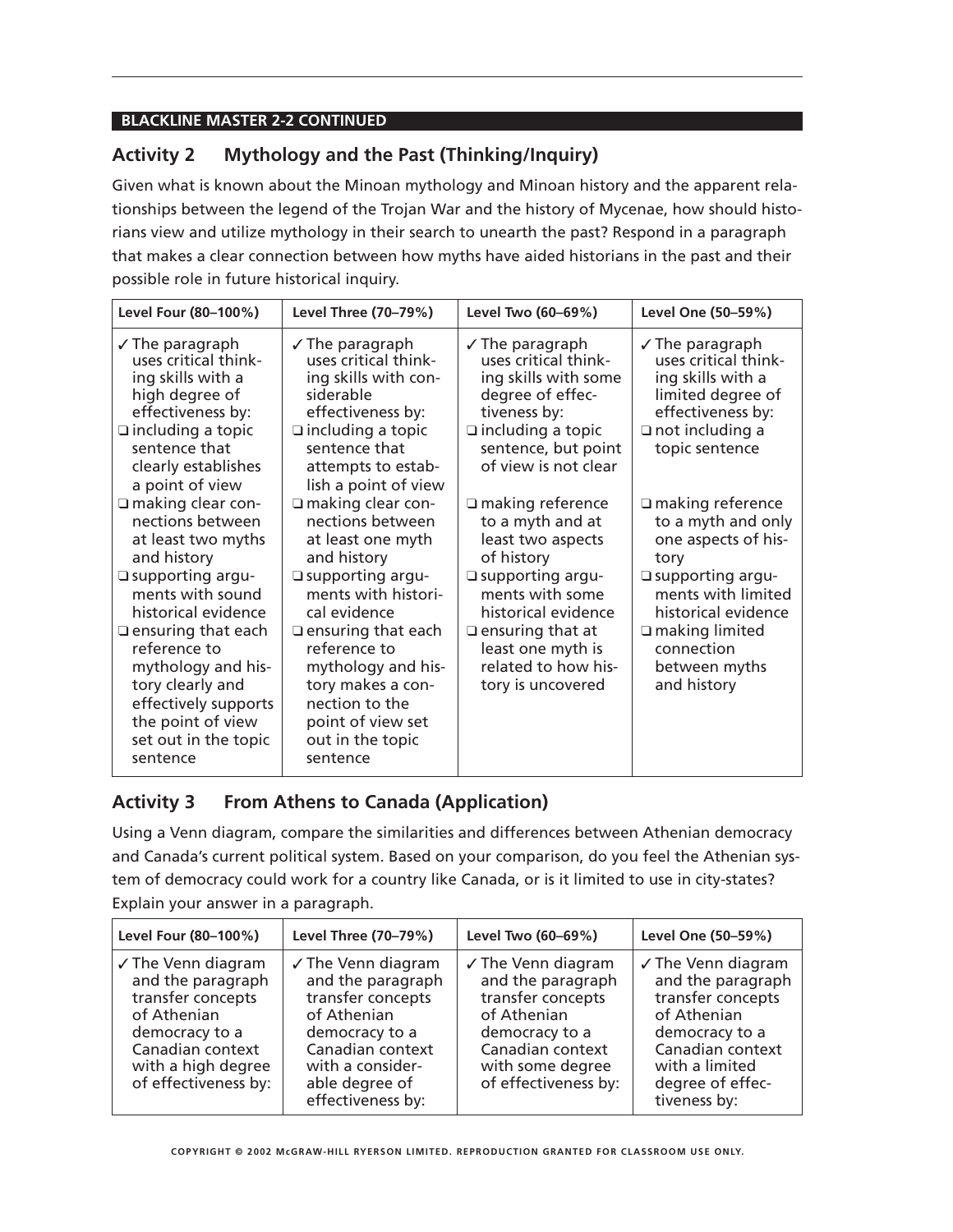**BLACKLINE MASTER 2-2 CONTINUED**

## Activity 2 Mythology and the Past (Thinking/Inquiry)

Given what is known about the Minoan mythology and Minoan history and the apparent relationships between the legend of the Trojan War and the history of Mycenae, how should historians view and utilize mythology in their search to unearth the past? Respond in a paragraph that makes a clear connection between how myths have aided historians in the past and their possible role in future historical inquiry.

| Level Four (80–100%) | Level Three (70–79%) | Level Two (60–69%) | Level One (50–59%) |
|---|---|---|---|
| ✓ The paragraph uses critical thinking skills with a high degree of effectiveness by:<br>❑ including a topic sentence that clearly establishes a point of view<br>❑ making clear connections between at least two myths and history<br>❑ supporting arguments with sound historical evidence<br>❑ ensuring that each reference to mythology and history clearly and effectively supports the point of view set out in the topic sentence | ✓ The paragraph uses critical thinking skills with considerable effectiveness by:<br>❑ including a topic sentence that attempts to establish a point of view<br>❑ making clear connections between at least one myth and history<br>❑ supporting arguments with historical evidence<br>❑ ensuring that each reference to mythology and history makes a connection to the point of view set out in the topic sentence | ✓ The paragraph uses critical thinking skills with some degree of effectiveness by:<br>❑ including a topic sentence, but point of view is not clear<br>❑ making reference to a myth and at least two aspects of history<br>❑ supporting arguments with some historical evidence<br>❑ ensuring that at least one myth is related to how history is uncovered | ✓ The paragraph uses critical thinking skills with a limited degree of effectiveness by:<br>❑ not including a topic sentence<br>❑ making reference to a myth and only one aspects of history<br>❑ supporting arguments with limited historical evidence<br>❑ making limited connection between myths and history |

## Activity 3 From Athens to Canada (Application)

Using a Venn diagram, compare the similarities and differences between Athenian democracy and Canada's current political system. Based on your comparison, do you feel the Athenian system of democracy could work for a country like Canada, or is it limited to use in city-states? Explain your answer in a paragraph.

| Level Four (80–100%) | Level Three (70–79%) | Level Two (60–69%) | Level One (50–59%) |
|---|---|---|---|
| ✓ The Venn diagram and the paragraph transfer concepts of Athenian democracy to a Canadian context with a high degree of effectiveness by: | ✓ The Venn diagram and the paragraph transfer concepts of Athenian democracy to a Canadian context with a considerable degree of effectiveness by: | ✓ The Venn diagram and the paragraph transfer concepts of Athenian democracy to a Canadian context with some degree of effectiveness by: | ✓ The Venn diagram and the paragraph transfer concepts of Athenian democracy to a Canadian context with a limited degree of effectiveness by: |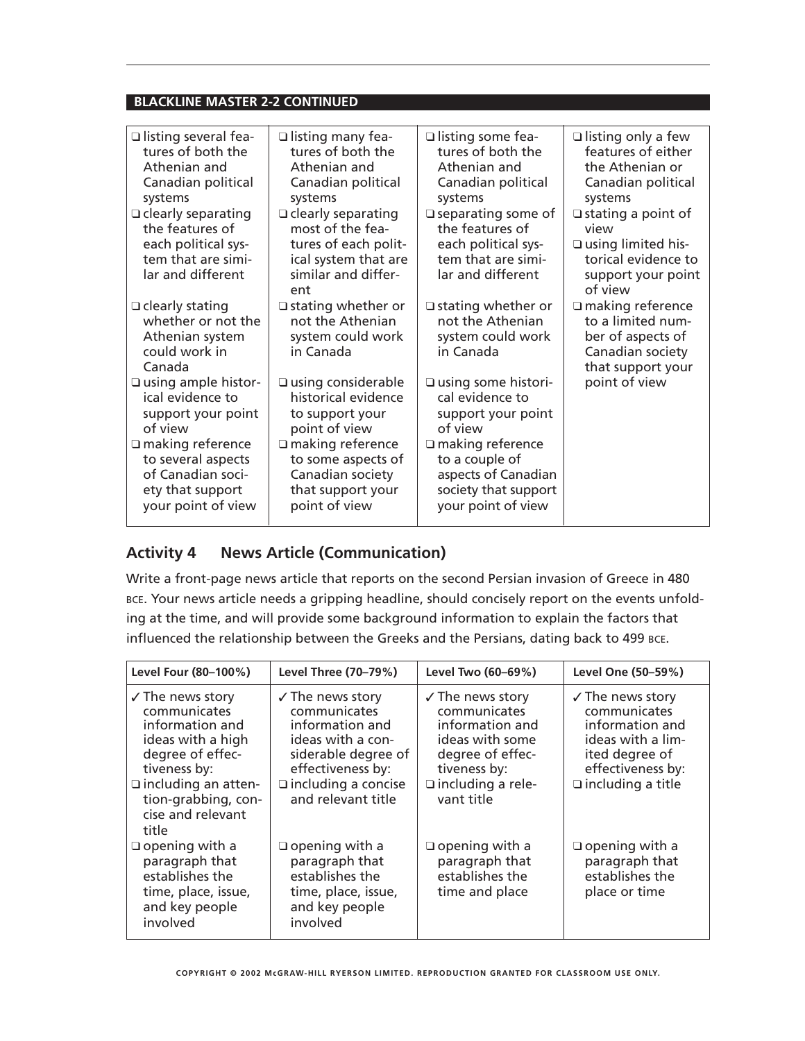**BLACKLINE MASTER 2-2 CONTINUED**

| | | | |
|---|---|---|---|
| ❑ listing several features of both the Athenian and Canadian political systems<br>❑ clearly separating the features of each political system that are similar and different<br>❑ clearly stating whether or not the Athenian system could work in Canada<br>❑ using ample historical evidence to support your point of view<br>❑ making reference to several aspects of Canadian society that support your point of view | ❑ listing many features of both the Athenian and Canadian political systems<br>❑ clearly separating most of the features of each political system that are similar and different<br>❑ stating whether or not the Athenian system could work in Canada<br>❑ using considerable historical evidence to support your point of view<br>❑ making reference to some aspects of Canadian society that support your point of view | ❑ listing some features of both the Athenian and Canadian political systems<br>❑ separating some of the features of each political system that are similar and different<br>❑ stating whether or not the Athenian system could work in Canada<br>❑ using some historical evidence to support your point of view<br>❑ making reference to a couple of aspects of Canadian society that support your point of view | ❑ listing only a few features of either the Athenian or Canadian political systems<br>❑ stating a point of view<br>❑ using limited historical evidence to support your point of view<br>❑ making reference to a limited number of aspects of Canadian society that support your point of view |

## Activity 4 News Article (Communication)

Write a front-page news article that reports on the second Persian invasion of Greece in 480 BCE. Your news article needs a gripping headline, should concisely report on the events unfolding at the time, and will provide some background information to explain the factors that influenced the relationship between the Greeks and the Persians, dating back to 499 BCE.

| Level Four (80–100%) | Level Three (70–79%) | Level Two (60–69%) | Level One (50–59%) |
|---|---|---|---|
| ✓ The news story communicates information and ideas with a high degree of effectiveness by:<br>❑ including an attention-grabbing, concise and relevant title<br>❑ opening with a paragraph that establishes the time, place, issue, and key people involved | ✓ The news story communicates information and ideas with a considerable degree of effectiveness by:<br>❑ including a concise and relevant title<br>❑ opening with a paragraph that establishes the time, place, issue, and key people involved | ✓ The news story communicates information and ideas with some degree of effectiveness by:<br>❑ including a relevant title<br>❑ opening with a paragraph that establishes the time and place | ✓ The news story communicates information and ideas with a limited degree of effectiveness by:<br>❑ including a title<br>❑ opening with a paragraph that establishes the place or time |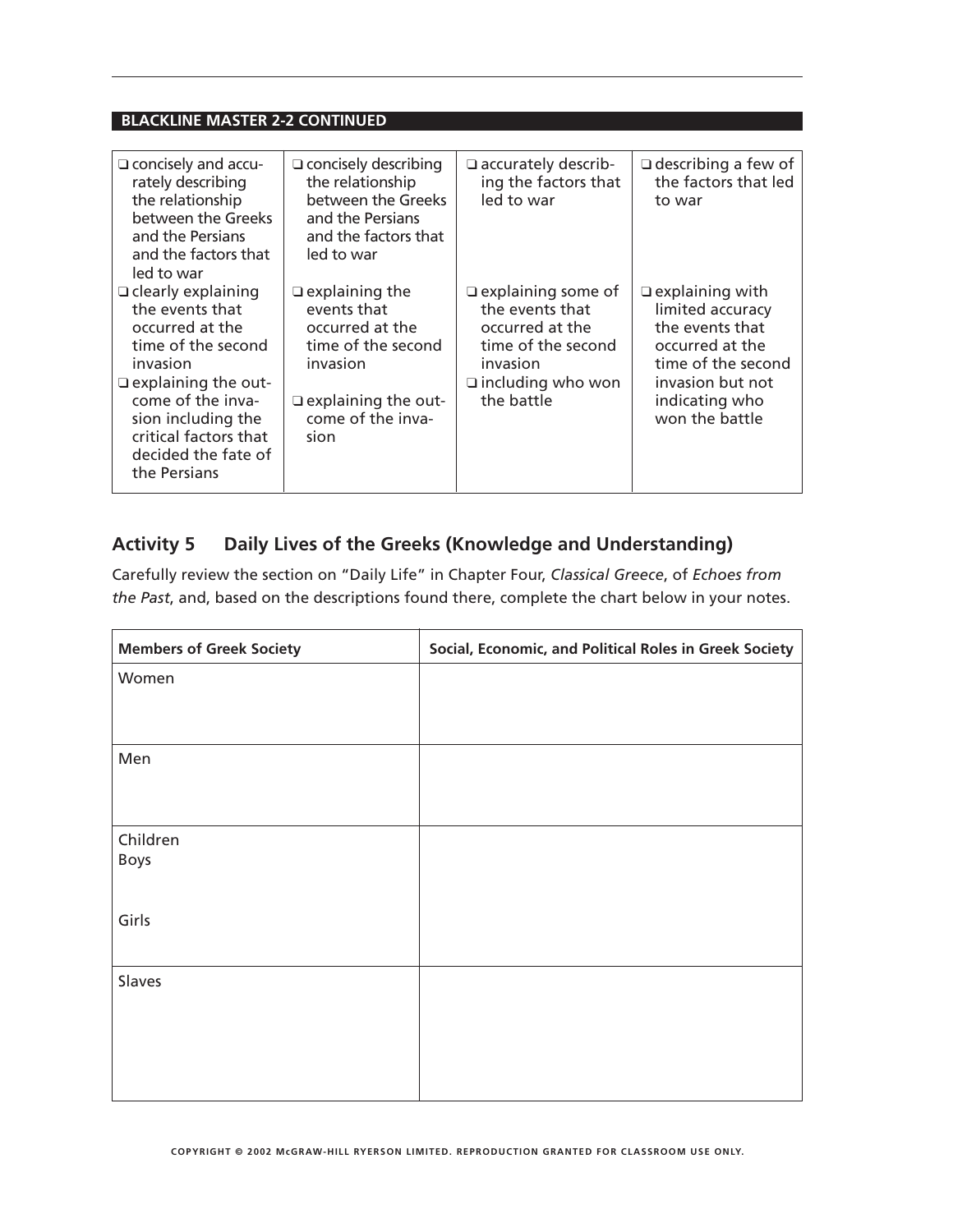**BLACKLINE MASTER 2-2 CONTINUED**

| | | | |
|---|---|---|---|
| ❑ concisely and accurately describing the relationship between the Greeks and the Persians and the factors that led to war<br>❑ clearly explaining the events that occurred at the time of the second invasion<br>❑ explaining the outcome of the invasion including the critical factors that decided the fate of the Persians | ❑ concisely describing the relationship between the Greeks and the Persians and the factors that led to war<br>❑ explaining the events that occurred at the time of the second invasion<br>❑ explaining the outcome of the invasion | ❑ accurately describing the factors that led to war<br>❑ explaining some of the events that occurred at the time of the second invasion<br>❑ including who won the battle | ❑ describing a few of the factors that led to war<br>❑ explaining with limited accuracy the events that occurred at the time of the second invasion but not indicating who won the battle |

## Activity 5 Daily Lives of the Greeks (Knowledge and Understanding)

Carefully review the section on "Daily Life" in Chapter Four, *Classical Greece*, of *Echoes from the Past*, and, based on the descriptions found there, complete the chart below in your notes.

| Members of Greek Society | Social, Economic, and Political Roles in Greek Society |
|---|---|
| Women | |
| Men | |
| Children<br>Boys<br><br>Girls | |
| Slaves | |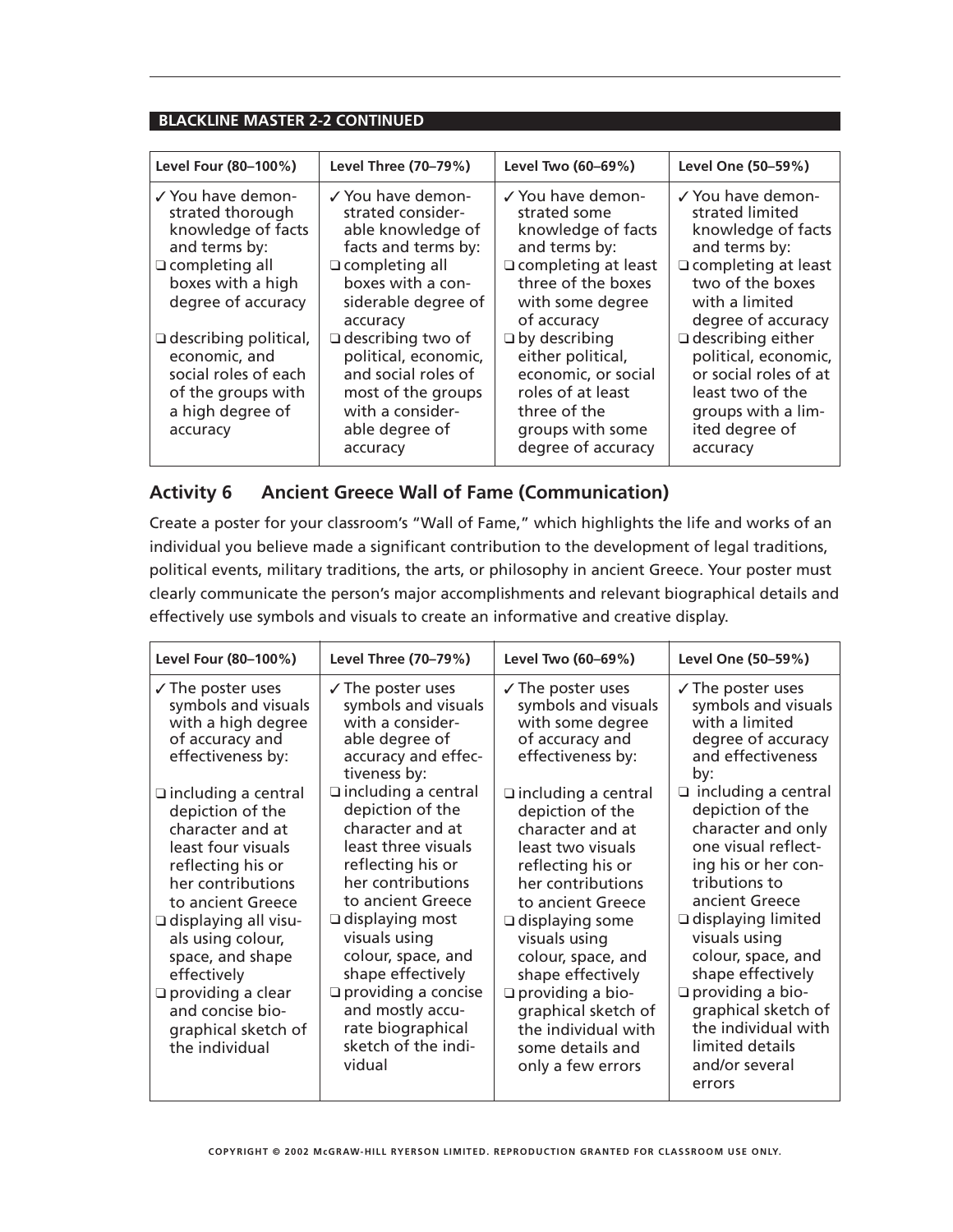**BLACKLINE MASTER 2-2 CONTINUED**

| Level Four (80–100%) | Level Three (70–79%) | Level Two (60–69%) | Level One (50–59%) |
|---|---|---|---|
| ✓ You have demonstrated thorough knowledge of facts and terms by:<br>❑ completing all boxes with a high degree of accuracy<br>❑ describing political, economic, and social roles of each of the groups with a high degree of accuracy | ✓ You have demonstrated considerable knowledge of facts and terms by:<br>❑ completing all boxes with a considerable degree of accuracy<br>❑ describing two of political, economic, and social roles of most of the groups with a considerable degree of accuracy | ✓ You have demonstrated some knowledge of facts and terms by:<br>❑ completing at least three of the boxes with some degree of accuracy<br>❑ by describing either political, economic, or social roles of at least three of the groups with some degree of accuracy | ✓ You have demonstrated limited knowledge of facts and terms by:<br>❑ completing at least two of the boxes with a limited degree of accuracy<br>❑ describing either political, economic, or social roles of at least two of the groups with a limited degree of accuracy |

## Activity 6 Ancient Greece Wall of Fame (Communication)

Create a poster for your classroom's "Wall of Fame," which highlights the life and works of an individual you believe made a significant contribution to the development of legal traditions, political events, military traditions, the arts, or philosophy in ancient Greece. Your poster must clearly communicate the person's major accomplishments and relevant biographical details and effectively use symbols and visuals to create an informative and creative display.

| Level Four (80–100%) | Level Three (70–79%) | Level Two (60–69%) | Level One (50–59%) |
|---|---|---|---|
| ✓ The poster uses symbols and visuals with a high degree of accuracy and effectiveness by:<br>❑ including a central depiction of the character and at least four visuals reflecting his or her contributions to ancient Greece<br>❑ displaying all visuals using colour, space, and shape effectively<br>❑ providing a clear and concise biographical sketch of the individual | ✓ The poster uses symbols and visuals with a considerable degree of accuracy and effectiveness by:<br>❑ including a central depiction of the character and at least three visuals reflecting his or her contributions to ancient Greece<br>❑ displaying most visuals using colour, space, and shape effectively<br>❑ providing a concise and mostly accurate biographical sketch of the individual | ✓ The poster uses symbols and visuals with some degree of accuracy and effectiveness by:<br>❑ including a central depiction of the character and at least two visuals reflecting his or her contributions to ancient Greece<br>❑ displaying some visuals using colour, space, and shape effectively<br>❑ providing a biographical sketch of the individual with some details and only a few errors | ✓ The poster uses symbols and visuals with a limited degree of accuracy and effectiveness by:<br>❑ including a central depiction of the character and only one visual reflecting his or her contributions to ancient Greece<br>❑ displaying limited visuals using colour, space, and shape effectively<br>❑ providing a biographical sketch of the individual with limited details and/or several errors |

COPYRIGHT © 2002 McGRAW-HILL RYERSON LIMITED. REPRODUCTION GRANTED FOR CLASSROOM USE ONLY.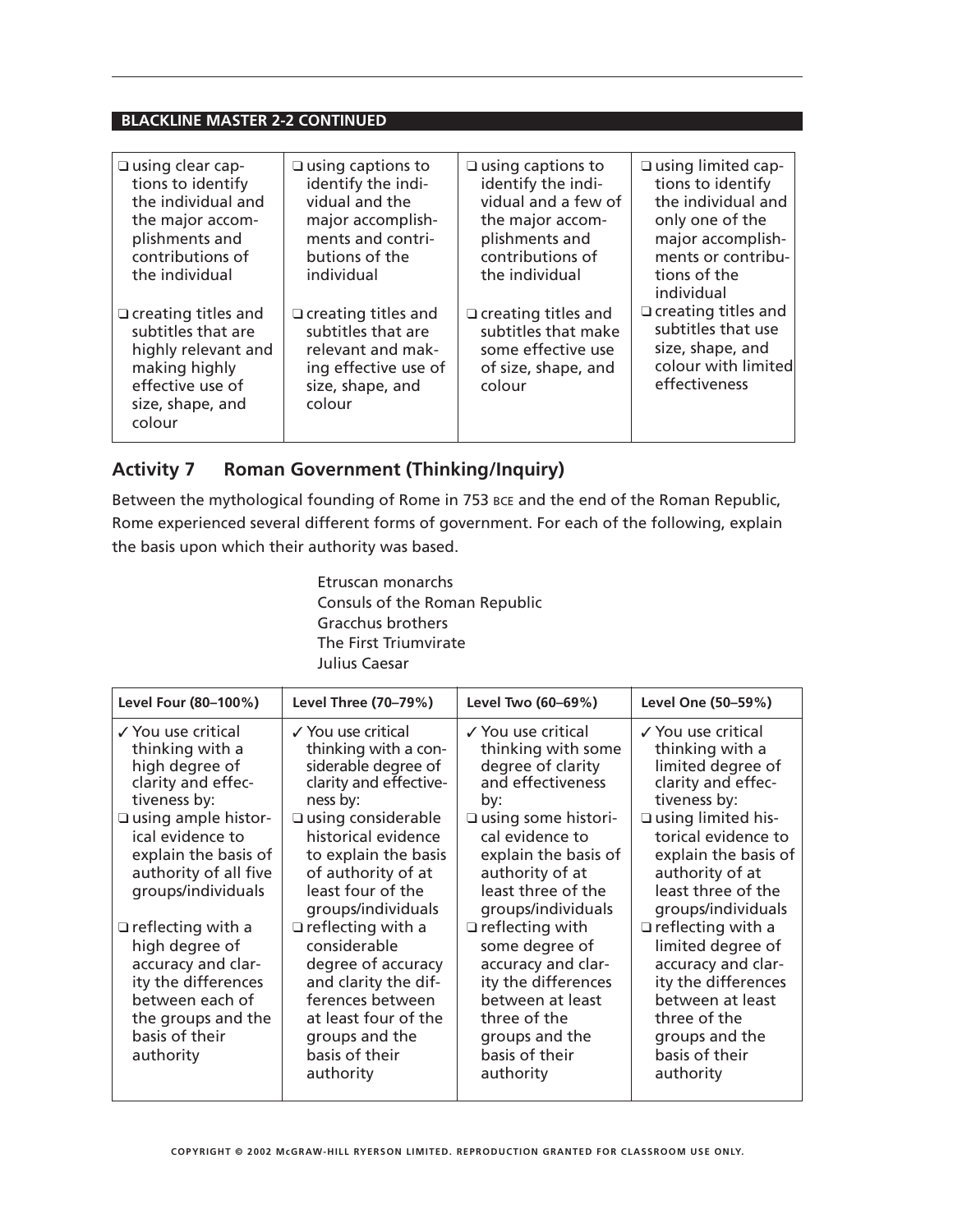**BLACKLINE MASTER 2-2 CONTINUED**

| | | | |
|---|---|---|---|
| ❑ using clear captions to identify the individual and the major accomplishments and contributions of the individual | ❑ using captions to identify the individual and the major accomplishments and contributions of the individual | ❑ using captions to identify the individual and a few of the major accomplishments and contributions of the individual | ❑ using limited captions to identify the individual and only one of the major accomplishments or contributions of the individual |
| ❑ creating titles and subtitles that are highly relevant and making highly effective use of size, shape, and colour | ❑ creating titles and subtitles that are relevant and making effective use of size, shape, and colour | ❑ creating titles and subtitles that make some effective use of size, shape, and colour | ❑ creating titles and subtitles that use size, shape, and colour with limited effectiveness |

## Activity 7 Roman Government (Thinking/Inquiry)

Between the mythological founding of Rome in 753 BCE and the end of the Roman Republic, Rome experienced several different forms of government. For each of the following, explain the basis upon which their authority was based.

Etruscan monarchs
Consuls of the Roman Republic
Gracchus brothers
The First Triumvirate
Julius Caesar

| Level Four (80–100%) | Level Three (70–79%) | Level Two (60–69%) | Level One (50–59%) |
|---|---|---|---|
| ✓ You use critical thinking with a high degree of clarity and effectiveness by: | ✓ You use critical thinking with a considerable degree of clarity and effectiveness by: | ✓ You use critical thinking with some degree of clarity and effectiveness by: | ✓ You use critical thinking with a limited degree of clarity and effectiveness by: |
| ❑ using ample historical evidence to explain the basis of authority of all five groups/individuals | ❑ using considerable historical evidence to explain the basis of authority of at least four of the groups/individuals | ❑ using some historical evidence to explain the basis of authority of at least three of the groups/individuals | ❑ using limited historical evidence to explain the basis of authority of at least three of the groups/individuals |
| ❑ reflecting with a high degree of accuracy and clarity the differences between each of the groups and the basis of their authority | ❑ reflecting with a considerable degree of accuracy and clarity the differences between at least four of the groups and the basis of their authority | ❑ reflecting with some degree of accuracy and clarity the differences between at least three of the groups and the basis of their authority | ❑ reflecting with a limited degree of accuracy and clarity the differences between at least three of the groups and the basis of their authority |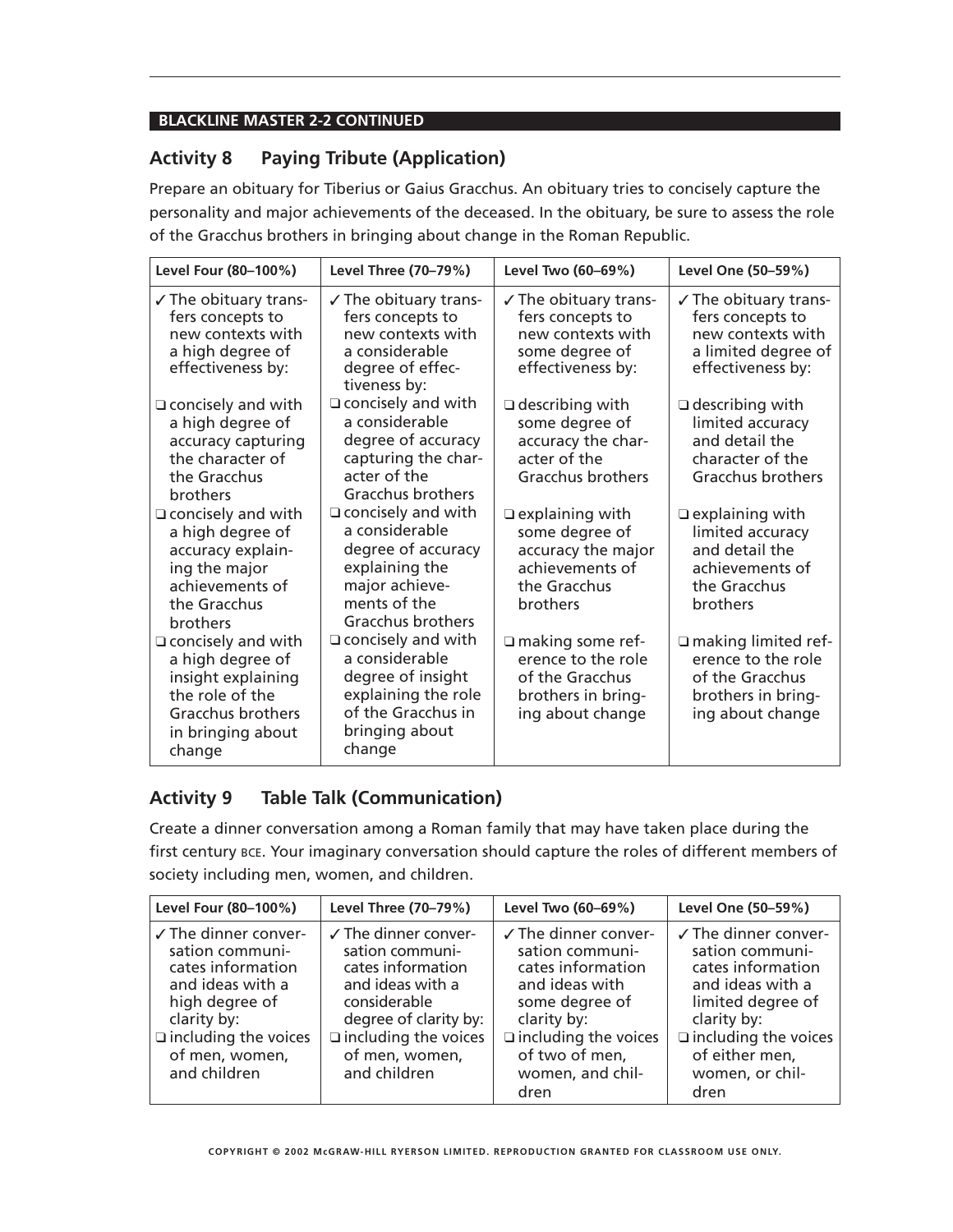**BLACKLINE MASTER 2-2 CONTINUED**

## Activity 8 Paying Tribute (Application)

Prepare an obituary for Tiberius or Gaius Gracchus. An obituary tries to concisely capture the personality and major achievements of the deceased. In the obituary, be sure to assess the role of the Gracchus brothers in bringing about change in the Roman Republic.

| Level Four (80–100%) | Level Three (70–79%) | Level Two (60–69%) | Level One (50–59%) |
|---|---|---|---|
| ✓ The obituary transfers concepts to new contexts with a high degree of effectiveness by: | ✓ The obituary transfers concepts to new contexts with a considerable degree of effectiveness by: | ✓ The obituary transfers concepts to new contexts with some degree of effectiveness by: | ✓ The obituary transfers concepts to new contexts with a limited degree of effectiveness by: |
| ❑ concisely and with a high degree of accuracy capturing the character of the Gracchus brothers | ❑ concisely and with a considerable degree of accuracy capturing the character of the Gracchus brothers | ❑ describing with some degree of accuracy the character of the Gracchus brothers | ❑ describing with limited accuracy and detail the character of the Gracchus brothers |
| ❑ concisely and with a high degree of accuracy explaining the major achievements of the Gracchus brothers | ❑ concisely and with a considerable degree of accuracy explaining the major achievements of the Gracchus brothers | ❑ explaining with some degree of accuracy the major achievements of the Gracchus brothers | ❑ explaining with limited accuracy and detail the achievements of the Gracchus brothers |
| ❑ concisely and with a high degree of insight explaining the role of the Gracchus brothers in bringing about change | ❑ concisely and with a considerable degree of insight explaining the role of the Gracchus in bringing about change | ❑ making some reference to the role of the Gracchus brothers in bringing about change | ❑ making limited reference to the role of the Gracchus brothers in bringing about change |

## Activity 9 Table Talk (Communication)

Create a dinner conversation among a Roman family that may have taken place during the first century BCE. Your imaginary conversation should capture the roles of different members of society including men, women, and children.

| Level Four (80–100%) | Level Three (70–79%) | Level Two (60–69%) | Level One (50–59%) |
|---|---|---|---|
| ✓ The dinner conversation communicates information and ideas with a high degree of clarity by:<br>❑ including the voices of men, women, and children | ✓ The dinner conversation communicates information and ideas with a considerable degree of clarity by:<br>❑ including the voices of men, women, and children | ✓ The dinner conversation communicates information and ideas with some degree of clarity by:<br>❑ including the voices of two of men, women, and children | ✓ The dinner conversation communicates information and ideas with a limited degree of clarity by:<br>❑ including the voices of either men, women, or children |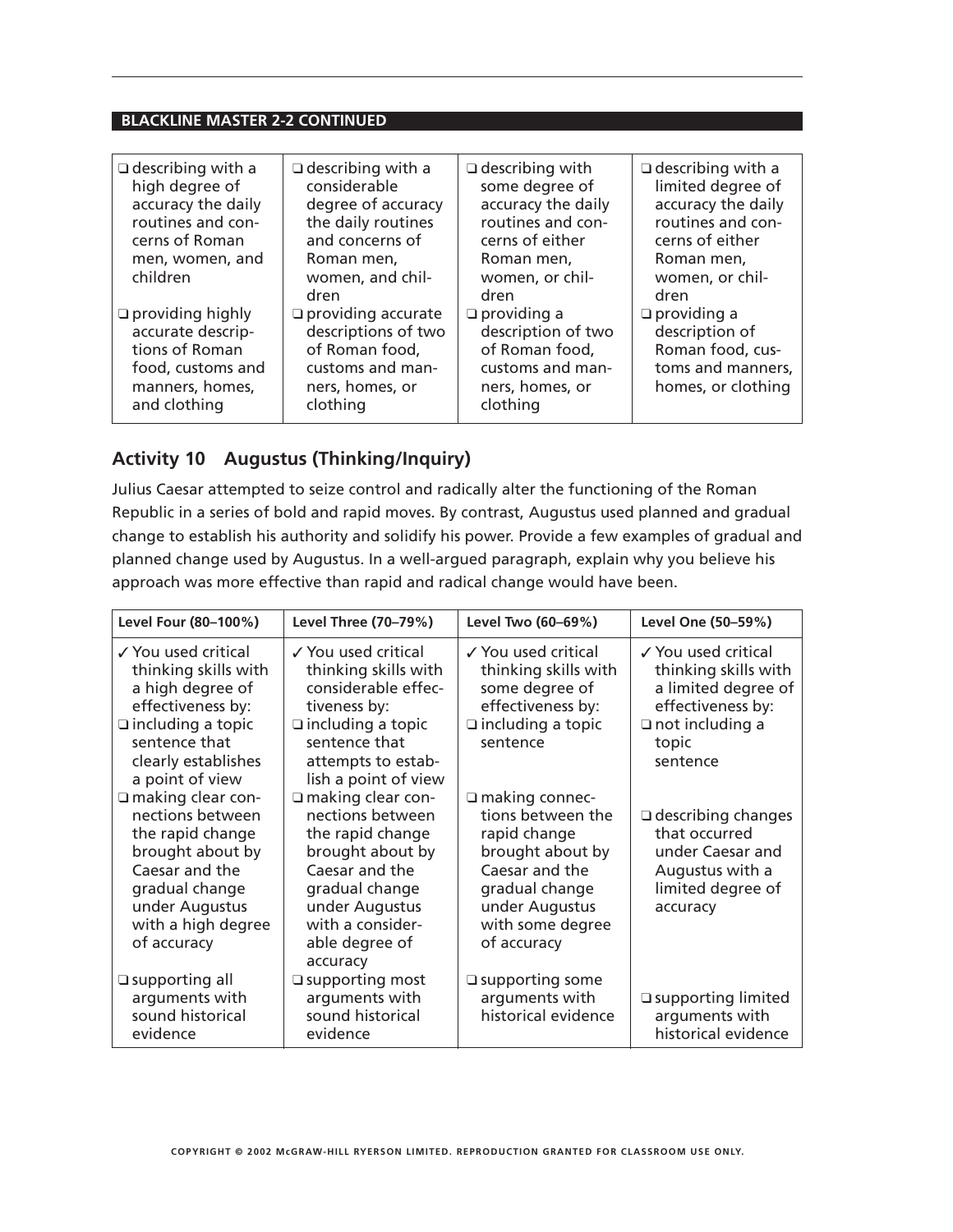**BLACKLINE MASTER 2-2 CONTINUED**

| | | | |
|---|---|---|---|
| ❑ describing with a high degree of accuracy the daily routines and concerns of Roman men, women, and children | ❑ describing with a considerable degree of accuracy the daily routines and concerns of Roman men, women, and children | ❑ describing with some degree of accuracy the daily routines and concerns of either Roman men, women, or children | ❑ describing with a limited degree of accuracy the daily routines and concerns of either Roman men, women, or children |
| ❑ providing highly accurate descriptions of Roman food, customs and manners, homes, and clothing | ❑ providing accurate descriptions of two of Roman food, customs and manners, homes, or clothing | ❑ providing a description of two of Roman food, customs and manners, homes, or clothing | ❑ providing a description of Roman food, customs and manners, homes, or clothing |

## Activity 10 Augustus (Thinking/Inquiry)

Julius Caesar attempted to seize control and radically alter the functioning of the Roman Republic in a series of bold and rapid moves. By contrast, Augustus used planned and gradual change to establish his authority and solidify his power. Provide a few examples of gradual and planned change used by Augustus. In a well-argued paragraph, explain why you believe his approach was more effective than rapid and radical change would have been.

| Level Four (80–100%) | Level Three (70–79%) | Level Two (60–69%) | Level One (50–59%) |
|---|---|---|---|
| ✓ You used critical thinking skills with a high degree of effectiveness by: ❑ including a topic sentence that clearly establishes a point of view | ✓ You used critical thinking skills with considerable effectiveness by: ❑ including a topic sentence that attempts to establish a point of view | ✓ You used critical thinking skills with some degree of effectiveness by: ❑ including a topic sentence | ✓ You used critical thinking skills with a limited degree of effectiveness by: ❑ not including a topic sentence |
| ❑ making clear connections between the rapid change brought about by Caesar and the gradual change under Augustus with a high degree of accuracy | ❑ making clear connections between the rapid change brought about by Caesar and the gradual change under Augustus with a considerable degree of accuracy | ❑ making connections between the rapid change brought about by Caesar and the gradual change under Augustus with some degree of accuracy | ❑ describing changes that occurred under Caesar and Augustus with a limited degree of accuracy |
| ❑ supporting all arguments with sound historical evidence | ❑ supporting most arguments with sound historical evidence | ❑ supporting some arguments with historical evidence | ❑ supporting limited arguments with historical evidence |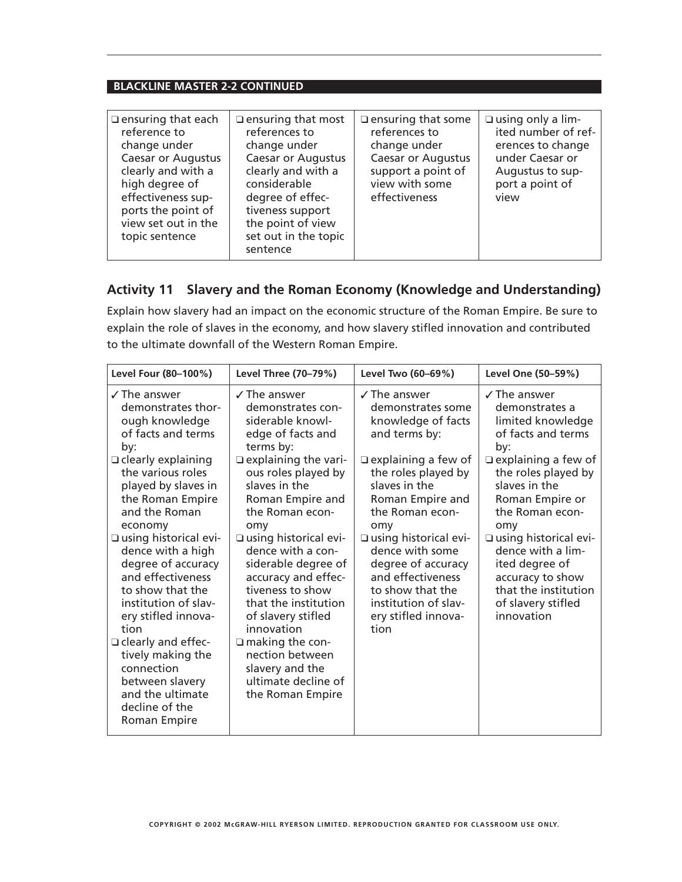**BLACKLINE MASTER 2-2 CONTINUED**

| | | | |
|---|---|---|---|
| ❑ ensuring that each reference to change under Caesar or Augustus clearly and with a high degree of effectiveness supports the point of view set out in the topic sentence | ❑ ensuring that most references to change under Caesar or Augustus clearly and with a considerable degree of effectiveness support the point of view set out in the topic sentence | ❑ ensuring that some references to change under Caesar or Augustus support a point of view with some effectiveness | ❑ using only a limited number of references to change under Caesar or Augustus to support a point of view |

## Activity 11 Slavery and the Roman Economy (Knowledge and Understanding)

Explain how slavery had an impact on the economic structure of the Roman Empire. Be sure to explain the role of slaves in the economy, and how slavery stifled innovation and contributed to the ultimate downfall of the Western Roman Empire.

| Level Four (80–100%) | Level Three (70–79%) | Level Two (60–69%) | Level One (50–59%) |
|---|---|---|---|
| ✓ The answer demonstrates thorough knowledge of facts and terms by:<br>❑ clearly explaining the various roles played by slaves in the Roman Empire and the Roman economy<br>❑ using historical evidence with a high degree of accuracy and effectiveness to show that the institution of slavery stifled innovation<br>❑ clearly and effectively making the connection between slavery and the ultimate decline of the Roman Empire | ✓ The answer demonstrates considerable knowledge of facts and terms by:<br>❑ explaining the various roles played by slaves in the Roman Empire and the Roman economy<br>❑ using historical evidence with a considerable degree of accuracy and effectiveness to show that the institution of slavery stifled innovation<br>❑ making the connection between slavery and the ultimate decline of the Roman Empire | ✓ The answer demonstrates some knowledge of facts and terms by:<br>❑ explaining a few of the roles played by slaves in the Roman Empire and the Roman economy<br>❑ using historical evidence with some degree of accuracy and effectiveness to show that the institution of slavery stifled innovation | ✓ The answer demonstrates a limited knowledge of facts and terms by:<br>❑ explaining a few of the roles played by slaves in the Roman Empire or the Roman economy<br>❑ using historical evidence with a limited degree of accuracy to show that the institution of slavery stifled innovation |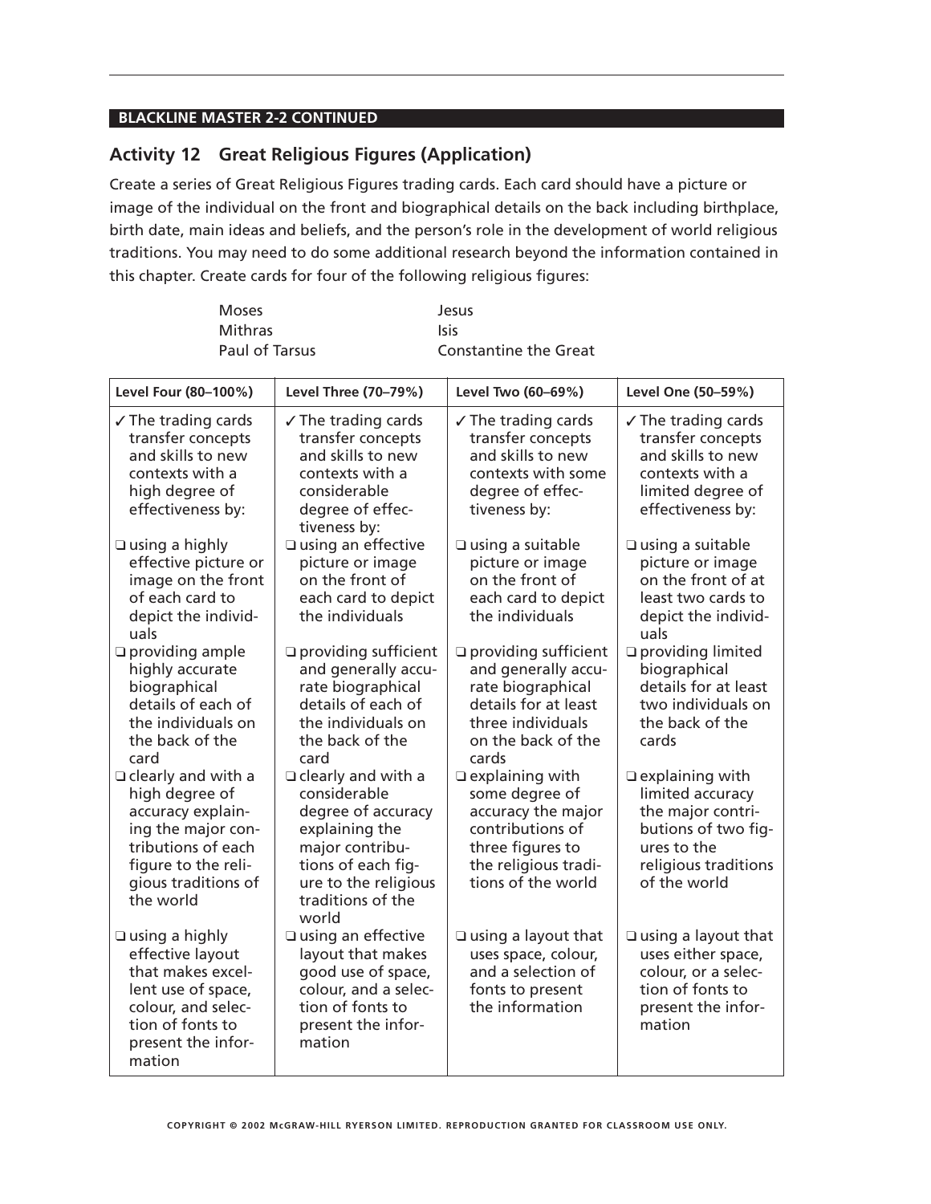**BLACKLINE MASTER 2-2 CONTINUED**

## Activity 12 Great Religious Figures (Application)

Create a series of Great Religious Figures trading cards. Each card should have a picture or image of the individual on the front and biographical details on the back including birthplace, birth date, main ideas and beliefs, and the person's role in the development of world religious traditions. You may need to do some additional research beyond the information contained in this chapter. Create cards for four of the following religious figures:

| | |
|---|---|
| Moses | Jesus |
| Mithras | Isis |
| Paul of Tarsus | Constantine the Great |

| Level Four (80–100%) | Level Three (70–79%) | Level Two (60–69%) | Level One (50–59%) |
|---|---|---|---|
| ✓ The trading cards transfer concepts and skills to new contexts with a high degree of effectiveness by: | ✓ The trading cards transfer concepts and skills to new contexts with a considerable degree of effectiveness by: | ✓ The trading cards transfer concepts and skills to new contexts with some degree of effectiveness by: | ✓ The trading cards transfer concepts and skills to new contexts with a limited degree of effectiveness by: |
| ❑ using a highly effective picture or image on the front of each card to depict the individuals | ❑ using an effective picture or image on the front of each card to depict the individuals | ❑ using a suitable picture or image on the front of each card to depict the individuals | ❑ using a suitable picture or image on the front of at least two cards to depict the individuals |
| ❑ providing ample highly accurate biographical details of each of the individuals on the back of the card | ❑ providing sufficient and generally accurate biographical details of each of the individuals on the back of the card | ❑ providing sufficient and generally accurate biographical details for at least three individuals on the back of the cards | ❑ providing limited biographical details for at least two individuals on the back of the cards |
| ❑ clearly and with a high degree of accuracy explaining the major contributions of each figure to the religious traditions of the world | ❑ clearly and with a considerable degree of accuracy explaining the major contributions of each figure to the religious traditions of the world | ❑ explaining with some degree of accuracy the major contributions of three figures to the religious traditions of the world | ❑ explaining with limited accuracy the major contributions of two figures to the religious traditions of the world |
| ❑ using a highly effective layout that makes excellent use of space, colour, and selection of fonts to present the information | ❑ using an effective layout that makes good use of space, colour, and a selection of fonts to present the information | ❑ using a layout that uses space, colour, and a selection of fonts to present the information | ❑ using a layout that uses either space, colour, or a selection of fonts to present the information |

COPYRIGHT © 2002 McGRAW-HILL RYERSON LIMITED. REPRODUCTION GRANTED FOR CLASSROOM USE ONLY.